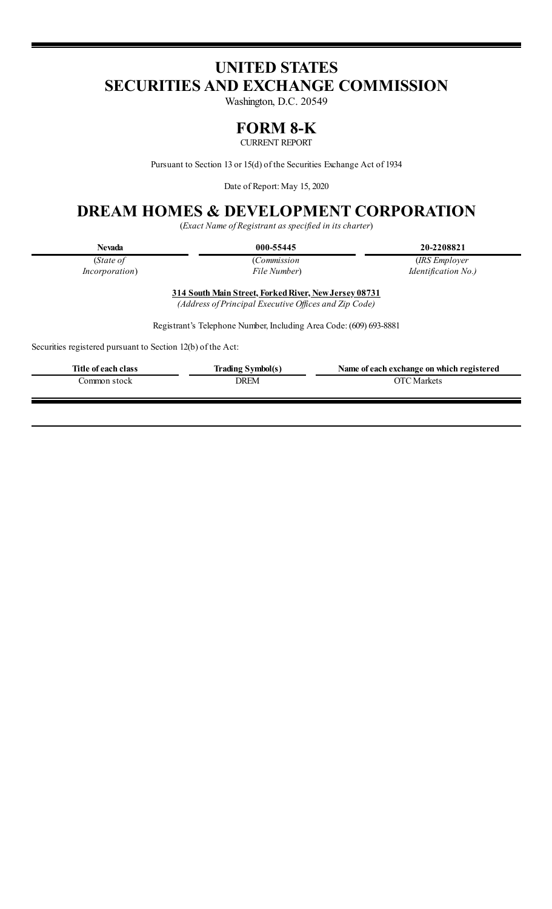# UNITED STATES
# SECURITIES AND EXCHANGE COMMISSION

Washington, D.C. 20549

## FORM 8-K

CURRENT REPORT

Pursuant to Section 13 or 15(d) of the Securities Exchange Act of 1934

Date of Report: May 15, 2020

# DREAM HOMES & DEVELOPMENT CORPORATION

(*Exact Name of Registrant as specified in its charter*)

| Nevada | 000-55445 | 20-2208821 |
|---|---|---|
| (*State of Incorporation*) | (*Commission File Number*) | (*IRS Employer Identification No.)* |

**314 South Main Street, Forked River, New Jersey 08731**

*(Address of Principal Executive Offices and Zip Code)*

Registrant's Telephone Number, Including Area Code: (609) 693-8881

Securities registered pursuant to Section 12(b) of the Act:

| Title of each class | Trading Symbol(s) | Name of each exchange on which registered |
|---|---|---|
| Common stock | DREM | OTC Markets |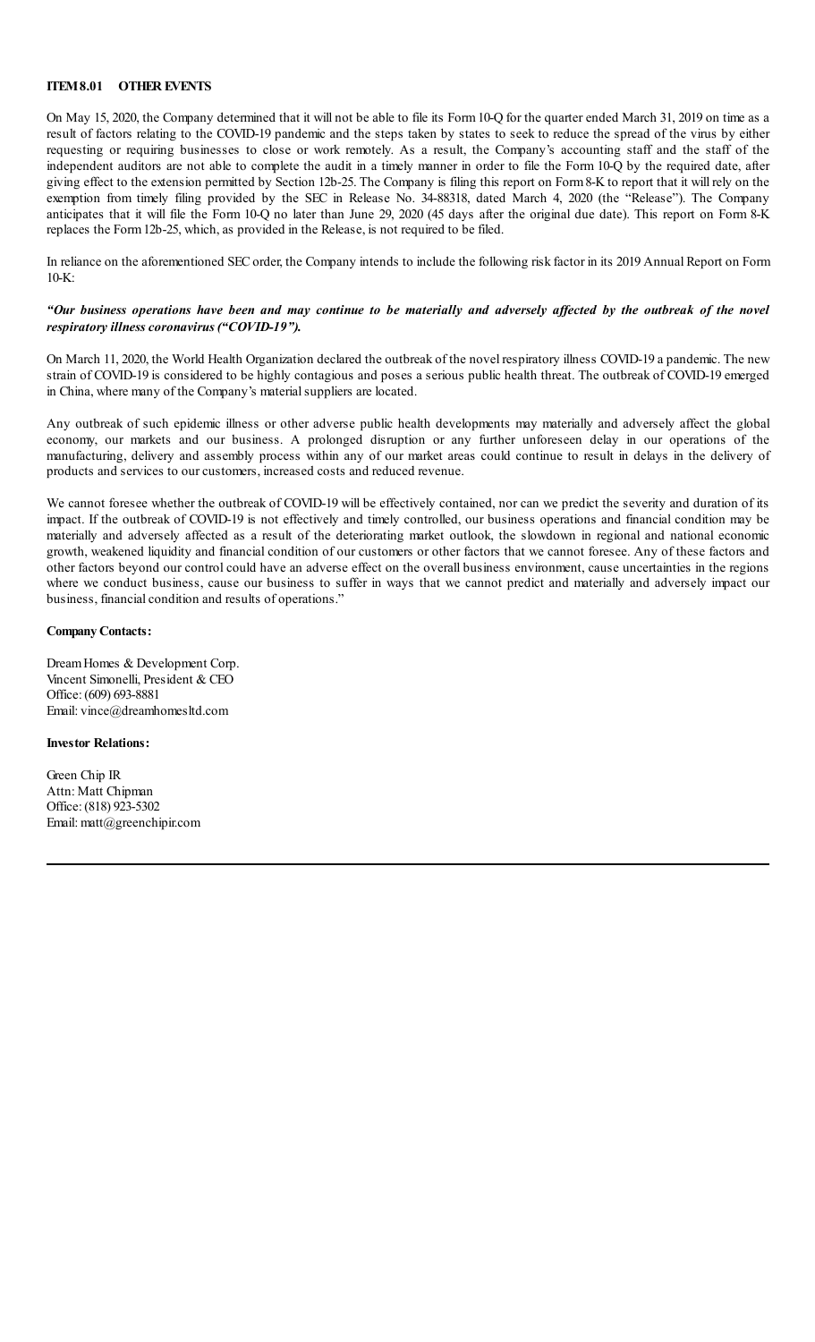**ITEM 8.01 OTHER EVENTS**

On May 15, 2020, the Company determined that it will not be able to file its Form 10-Q for the quarter ended March 31, 2019 on time as a result of factors relating to the COVID-19 pandemic and the steps taken by states to seek to reduce the spread of the virus by either requesting or requiring businesses to close or work remotely. As a result, the Company's accounting staff and the staff of the independent auditors are not able to complete the audit in a timely manner in order to file the Form 10-Q by the required date, after giving effect to the extension permitted by Section 12b-25. The Company is filing this report on Form 8-K to report that it will rely on the exemption from timely filing provided by the SEC in Release No. 34-88318, dated March 4, 2020 (the "Release"). The Company anticipates that it will file the Form 10-Q no later than June 29, 2020 (45 days after the original due date). This report on Form 8-K replaces the Form 12b-25, which, as provided in the Release, is not required to be filed.

In reliance on the aforementioned SEC order, the Company intends to include the following risk factor in its 2019 Annual Report on Form 10-K:

***"Our business operations have been and may continue to be materially and adversely affected by the outbreak of the novel respiratory illness coronavirus ("COVID-19").***

On March 11, 2020, the World Health Organization declared the outbreak of the novel respiratory illness COVID-19 a pandemic. The new strain of COVID-19 is considered to be highly contagious and poses a serious public health threat. The outbreak of COVID-19 emerged in China, where many of the Company's material suppliers are located.

Any outbreak of such epidemic illness or other adverse public health developments may materially and adversely affect the global economy, our markets and our business. A prolonged disruption or any further unforeseen delay in our operations of the manufacturing, delivery and assembly process within any of our market areas could continue to result in delays in the delivery of products and services to our customers, increased costs and reduced revenue.

We cannot foresee whether the outbreak of COVID-19 will be effectively contained, nor can we predict the severity and duration of its impact. If the outbreak of COVID-19 is not effectively and timely controlled, our business operations and financial condition may be materially and adversely affected as a result of the deteriorating market outlook, the slowdown in regional and national economic growth, weakened liquidity and financial condition of our customers or other factors that we cannot foresee. Any of these factors and other factors beyond our control could have an adverse effect on the overall business environment, cause uncertainties in the regions where we conduct business, cause our business to suffer in ways that we cannot predict and materially and adversely impact our business, financial condition and results of operations."

**Company Contacts:**

Dream Homes & Development Corp.
Vincent Simonelli, President & CEO
Office: (609) 693-8881
Email: vince@dreamhomesltd.com

**Investor Relations:**

Green Chip IR
Attn: Matt Chipman
Office: (818) 923-5302
Email: matt@greenchipir.com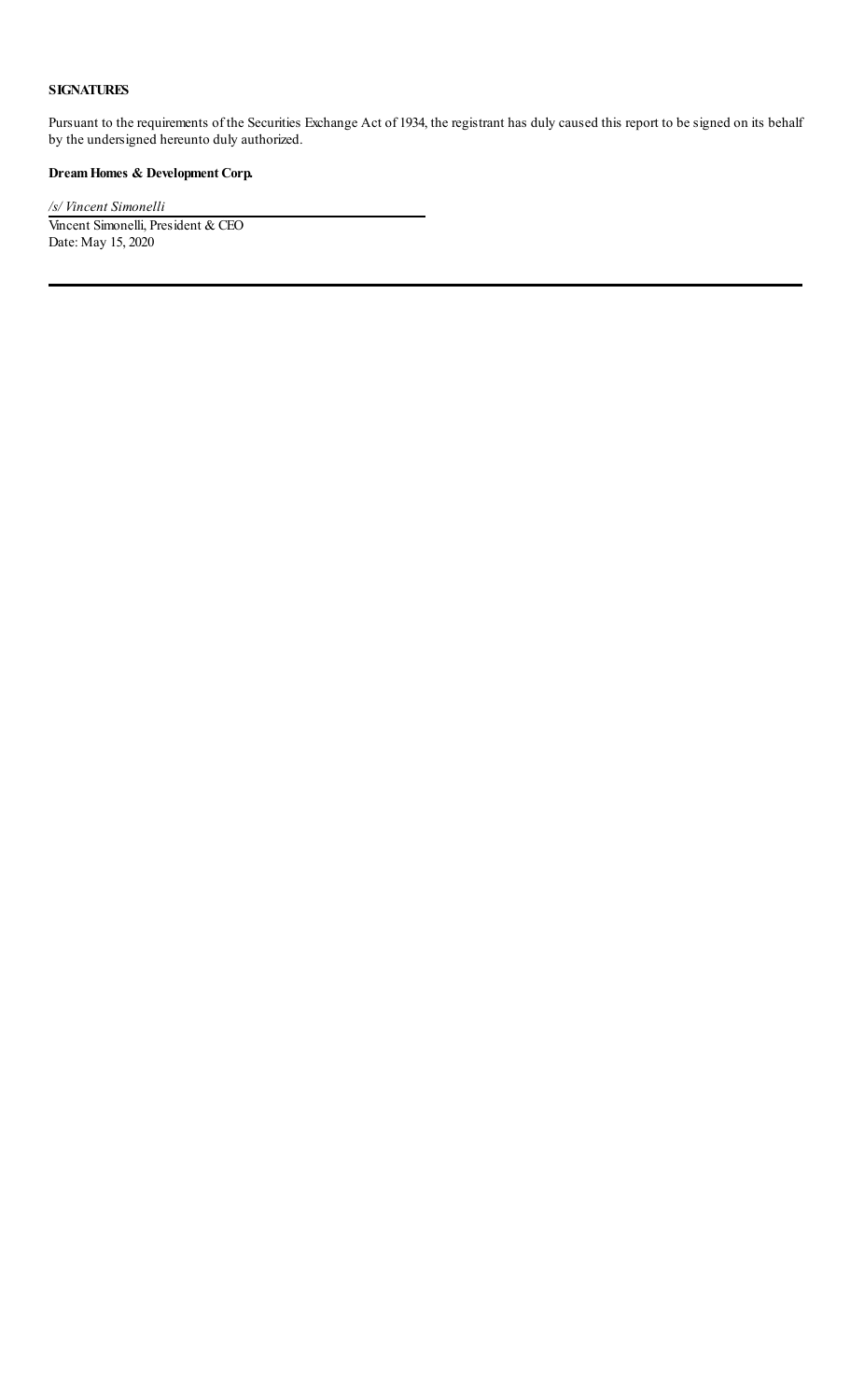**SIGNATURES**

Pursuant to the requirements of the Securities Exchange Act of 1934, the registrant has duly caused this report to be signed on its behalf by the undersigned hereunto duly authorized.

**Dream Homes & Development Corp.**

*/s/ Vincent Simonelli*

Vincent Simonelli, President & CEO
Date: May 15, 2020